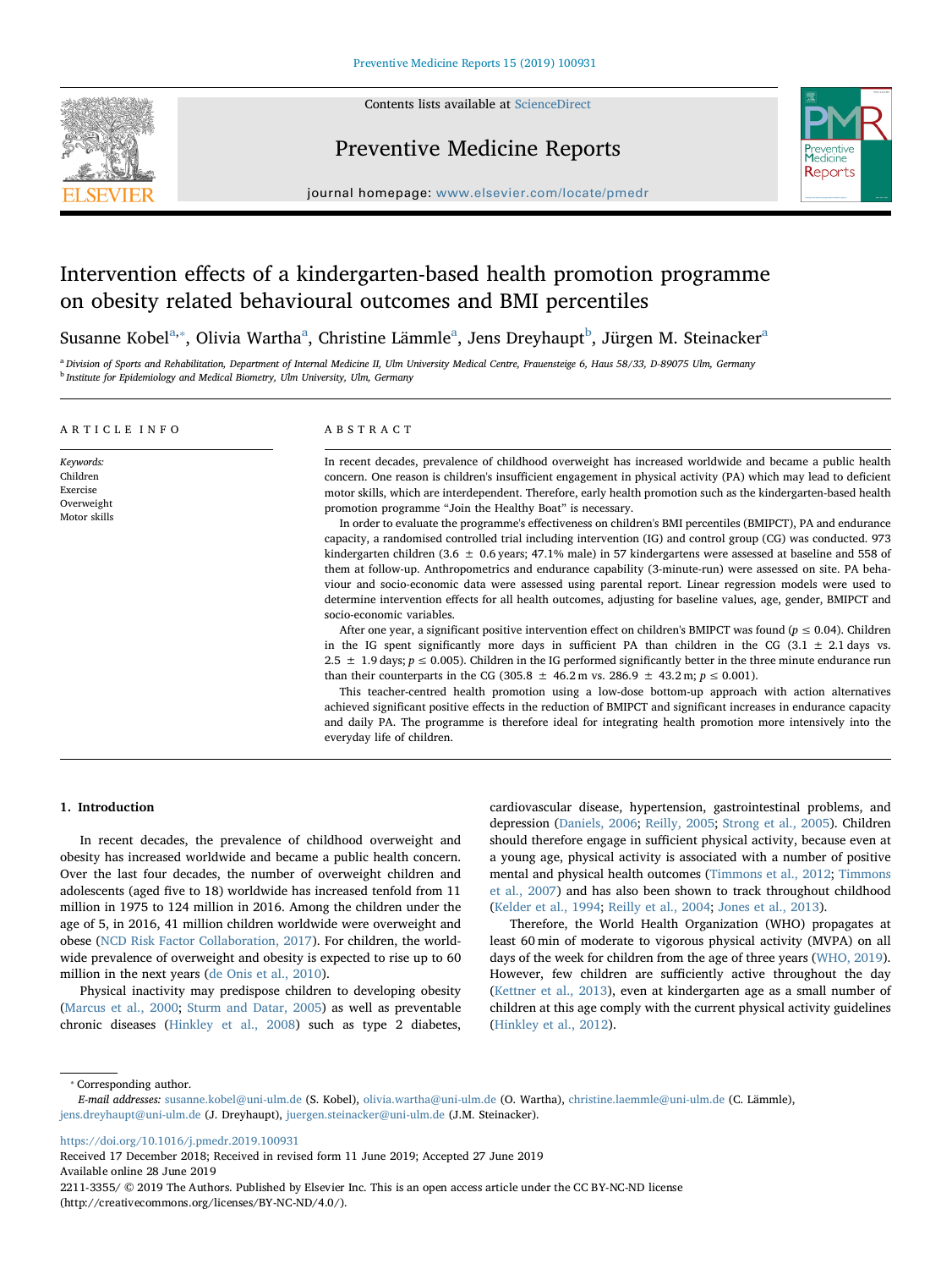# Intervention effects of a kindergarten-based health promotion programme on obesity related behavioural outcomes and BMI percentiles

Susanne Kobel[a,*], Olivia Wartha[a], Christine Lämmle[a], Jens Dreyhaupt[b], Jürgen M. Steinacker[a]

[a] Division of Sports and Rehabilitation, Department of Internal Medicine II, Ulm University Medical Centre, Frauensteige 6, Haus 58/33, D-89075 Ulm, Germany
[b] Institute for Epidemiology and Medical Biometry, Ulm University, Ulm, Germany

## ARTICLE INFO

*Keywords:*
Children
Exercise
Overweight
Motor skills

## ABSTRACT

In recent decades, prevalence of childhood overweight has increased worldwide and became a public health concern. One reason is children's insufficient engagement in physical activity (PA) which may lead to deficient motor skills, which are interdependent. Therefore, early health promotion such as the kindergarten-based health promotion programme "Join the Healthy Boat" is necessary.

In order to evaluate the programme's effectiveness on children's BMI percentiles (BMIPCT), PA and endurance capacity, a randomised controlled trial including intervention (IG) and control group (CG) was conducted. 973 kindergarten children (3.6 ± 0.6 years; 47.1% male) in 57 kindergartens were assessed at baseline and 558 of them at follow-up. Anthropometrics and endurance capability (3-minute-run) were assessed on site. PA behaviour and socio-economic data were assessed using parental report. Linear regression models were used to determine intervention effects for all health outcomes, adjusting for baseline values, age, gender, BMIPCT and socio-economic variables.

After one year, a significant positive intervention effect on children's BMIPCT was found ($p \leq 0.04$). Children in the IG spent significantly more days in sufficient PA than children in the CG (3.1 ± 2.1 days vs. 2.5 ± 1.9 days; $p \leq 0.005$). Children in the IG performed significantly better in the three minute endurance run than their counterparts in the CG (305.8 ± 46.2 m vs. 286.9 ± 43.2 m; $p \leq 0.001$).

This teacher-centred health promotion using a low-dose bottom-up approach with action alternatives achieved significant positive effects in the reduction of BMIPCT and significant increases in endurance capacity and daily PA. The programme is therefore ideal for integrating health promotion more intensively into the everyday life of children.

## 1. Introduction

In recent decades, the prevalence of childhood overweight and obesity has increased worldwide and became a public health concern. Over the last four decades, the number of overweight children and adolescents (aged five to 18) worldwide has increased tenfold from 11 million in 1975 to 124 million in 2016. Among the children under the age of 5, in 2016, 41 million children worldwide were overweight and obese (NCD Risk Factor Collaboration, 2017). For children, the worldwide prevalence of overweight and obesity is expected to rise up to 60 million in the next years (de Onis et al., 2010).

Physical inactivity may predispose children to developing obesity (Marcus et al., 2000; Sturm and Datar, 2005) as well as preventable chronic diseases (Hinkley et al., 2008) such as type 2 diabetes, cardiovascular disease, hypertension, gastrointestinal problems, and depression (Daniels, 2006; Reilly, 2005; Strong et al., 2005). Children should therefore engage in sufficient physical activity, because even at a young age, physical activity is associated with a number of positive mental and physical health outcomes (Timmons et al., 2012; Timmons et al., 2007) and has also been shown to track throughout childhood (Kelder et al., 1994; Reilly et al., 2004; Jones et al., 2013).

Therefore, the World Health Organization (WHO) propagates at least 60 min of moderate to vigorous physical activity (MVPA) on all days of the week for children from the age of three years (WHO, 2019). However, few children are sufficiently active throughout the day (Kettner et al., 2013), even at kindergarten age as a small number of children at this age comply with the current physical activity guidelines (Hinkley et al., 2012).

* Corresponding author.
*E-mail addresses:* susanne.kobel@uni-ulm.de (S. Kobel), olivia.wartha@uni-ulm.de (O. Wartha), christine.laemmle@uni-ulm.de (C. Lämmle), jens.dreyhaupt@uni-ulm.de (J. Dreyhaupt), juergen.steinacker@uni-ulm.de (J.M. Steinacker).

https://doi.org/10.1016/j.pmedr.2019.100931
Received 17 December 2018; Received in revised form 11 June 2019; Accepted 27 June 2019
Available online 28 June 2019
2211-3355/ © 2019 The Authors. Published by Elsevier Inc. This is an open access article under the CC BY-NC-ND license (http://creativecommons.org/licenses/BY-NC-ND/4.0/).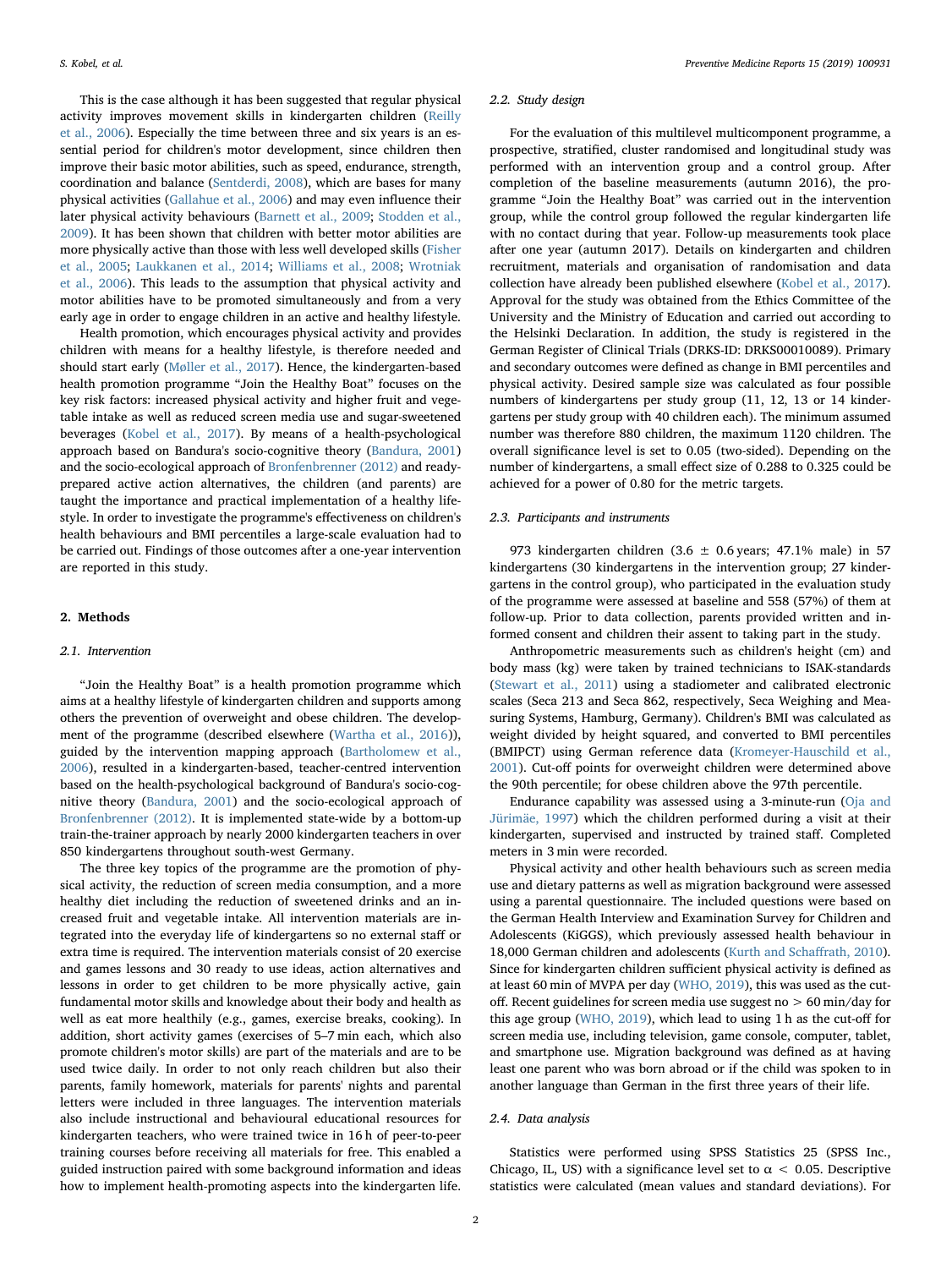This is the case although it has been suggested that regular physical activity improves movement skills in kindergarten children (Reilly et al., 2006). Especially the time between three and six years is an essential period for children's motor development, since children then improve their basic motor abilities, such as speed, endurance, strength, coordination and balance (Sentderdi, 2008), which are bases for many physical activities (Gallahue et al., 2006) and may even influence their later physical activity behaviours (Barnett et al., 2009; Stodden et al., 2009). It has been shown that children with better motor abilities are more physically active than those with less well developed skills (Fisher et al., 2005; Laukkanen et al., 2014; Williams et al., 2008; Wrotniak et al., 2006). This leads to the assumption that physical activity and motor abilities have to be promoted simultaneously and from a very early age in order to engage children in an active and healthy lifestyle.

Health promotion, which encourages physical activity and provides children with means for a healthy lifestyle, is therefore needed and should start early (Møller et al., 2017). Hence, the kindergarten-based health promotion programme "Join the Healthy Boat" focuses on the key risk factors: increased physical activity and higher fruit and vegetable intake as well as reduced screen media use and sugar-sweetened beverages (Kobel et al., 2017). By means of a health-psychological approach based on Bandura's socio-cognitive theory (Bandura, 2001) and the socio-ecological approach of Bronfenbrenner (2012) and ready-prepared active action alternatives, the children (and parents) are taught the importance and practical implementation of a healthy lifestyle. In order to investigate the programme's effectiveness on children's health behaviours and BMI percentiles a large-scale evaluation had to be carried out. Findings of those outcomes after a one-year intervention are reported in this study.

## 2. Methods

### 2.1. Intervention

"Join the Healthy Boat" is a health promotion programme which aims at a healthy lifestyle of kindergarten children and supports among others the prevention of overweight and obese children. The development of the programme (described elsewhere (Wartha et al., 2016)), guided by the intervention mapping approach (Bartholomew et al., 2006), resulted in a kindergarten-based, teacher-centred intervention based on the health-psychological background of Bandura's socio-cognitive theory (Bandura, 2001) and the socio-ecological approach of Bronfenbrenner (2012). It is implemented state-wide by a bottom-up train-the-trainer approach by nearly 2000 kindergarten teachers in over 850 kindergartens throughout south-west Germany.

The three key topics of the programme are the promotion of physical activity, the reduction of screen media consumption, and a more healthy diet including the reduction of sweetened drinks and an increased fruit and vegetable intake. All intervention materials are integrated into the everyday life of kindergartens so no external staff or extra time is required. The intervention materials consist of 20 exercise and games lessons and 30 ready to use ideas, action alternatives and lessons in order to get children to be more physically active, gain fundamental motor skills and knowledge about their body and health as well as eat more healthily (e.g., games, exercise breaks, cooking). In addition, short activity games (exercises of 5–7 min each, which also promote children's motor skills) are part of the materials and are to be used twice daily. In order to not only reach children but also their parents, family homework, materials for parents' nights and parental letters were included in three languages. The intervention materials also include instructional and behavioural educational resources for kindergarten teachers, who were trained twice in 16 h of peer-to-peer training courses before receiving all materials for free. This enabled a guided instruction paired with some background information and ideas how to implement health-promoting aspects into the kindergarten life.

### 2.2. Study design

For the evaluation of this multilevel multicomponent programme, a prospective, stratified, cluster randomised and longitudinal study was performed with an intervention group and a control group. After completion of the baseline measurements (autumn 2016), the programme "Join the Healthy Boat" was carried out in the intervention group, while the control group followed the regular kindergarten life with no contact during that year. Follow-up measurements took place after one year (autumn 2017). Details on kindergarten and children recruitment, materials and organisation of randomisation and data collection have already been published elsewhere (Kobel et al., 2017). Approval for the study was obtained from the Ethics Committee of the University and the Ministry of Education and carried out according to the Helsinki Declaration. In addition, the study is registered in the German Register of Clinical Trials (DRKS-ID: DRKS00010089). Primary and secondary outcomes were defined as change in BMI percentiles and physical activity. Desired sample size was calculated as four possible numbers of kindergartens per study group (11, 12, 13 or 14 kindergartens per study group with 40 children each). The minimum assumed number was therefore 880 children, the maximum 1120 children. The overall significance level is set to 0.05 (two-sided). Depending on the number of kindergartens, a small effect size of 0.288 to 0.325 could be achieved for a power of 0.80 for the metric targets.

### 2.3. Participants and instruments

973 kindergarten children (3.6 ± 0.6 years; 47.1% male) in 57 kindergartens (30 kindergartens in the intervention group; 27 kindergartens in the control group), who participated in the evaluation study of the programme were assessed at baseline and 558 (57%) of them at follow-up. Prior to data collection, parents provided written and informed consent and children their assent to taking part in the study.

Anthropometric measurements such as children's height (cm) and body mass (kg) were taken by trained technicians to ISAK-standards (Stewart et al., 2011) using a stadiometer and calibrated electronic scales (Seca 213 and Seca 862, respectively, Seca Weighing and Measuring Systems, Hamburg, Germany). Children's BMI was calculated as weight divided by height squared, and converted to BMI percentiles (BMIPCT) using German reference data (Kromeyer-Hauschild et al., 2001). Cut-off points for overweight children were determined above the 90th percentile; for obese children above the 97th percentile.

Endurance capability was assessed using a 3-minute-run (Oja and Jürimäe, 1997) which the children performed during a visit at their kindergarten, supervised and instructed by trained staff. Completed meters in 3 min were recorded.

Physical activity and other health behaviours such as screen media use and dietary patterns as well as migration background were assessed using a parental questionnaire. The included questions were based on the German Health Interview and Examination Survey for Children and Adolescents (KiGGS), which previously assessed health behaviour in 18,000 German children and adolescents (Kurth and Schaffrath, 2010). Since for kindergarten children sufficient physical activity is defined as at least 60 min of MVPA per day (WHO, 2019), this was used as the cut-off. Recent guidelines for screen media use suggest no > 60 min/day for this age group (WHO, 2019), which lead to using 1 h as the cut-off for screen media use, including television, game console, computer, tablet, and smartphone use. Migration background was defined as at having least one parent who was born abroad or if the child was spoken to in another language than German in the first three years of their life.

### 2.4. Data analysis

Statistics were performed using SPSS Statistics 25 (SPSS Inc., Chicago, IL, US) with a significance level set to $\alpha < 0.05$. Descriptive statistics were calculated (mean values and standard deviations). For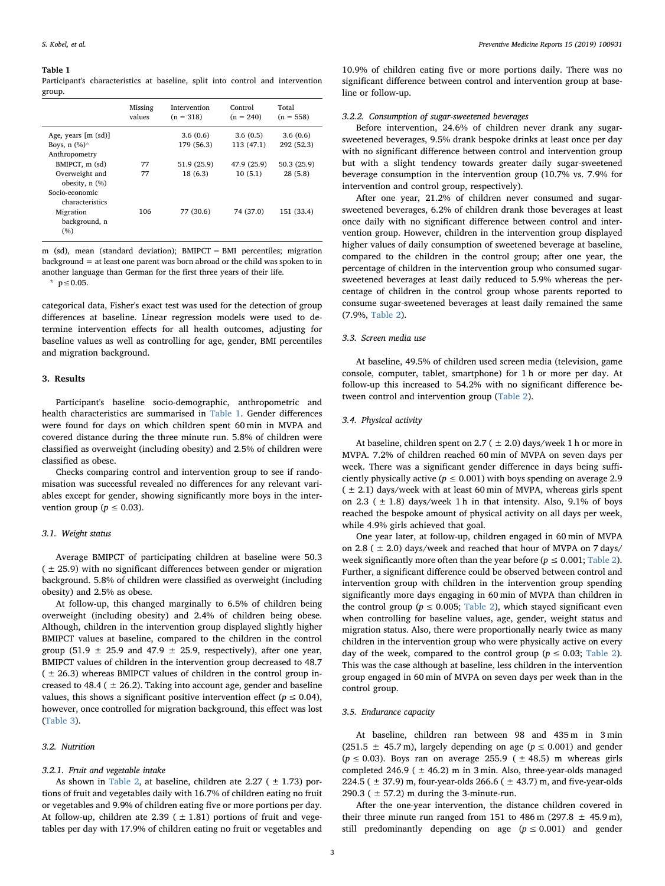**Table 1**
Participant's characteristics at baseline, split into control and intervention group.

| | Missing values | Intervention (n = 318) | Control (n = 240) | Total (n = 558) |
|---|---|---|---|---|
| Age, years [m (sd)] | | 3.6 (0.6) | 3.6 (0.5) | 3.6 (0.6) |
| Boys, n (%)* | | 179 (56.3) | 113 (47.1) | 292 (52.3) |
| Anthropometry | | | | |
| BMIPCT, m (sd) | 77 | 51.9 (25.9) | 47.9 (25.9) | 50.3 (25.9) |
| Overweight and obesity, n (%) | 77 | 18 (6.3) | 10 (5.1) | 28 (5.8) |
| Socio-economic characteristics | | | | |
| Migration background, n (%) | 106 | 77 (30.6) | 74 (37.0) | 151 (33.4) |

m (sd), mean (standard deviation); BMIPCT = BMI percentiles; migration background = at least one parent was born abroad or the child was spoken to in another language than German for the first three years of their life.
* $p \leq 0.05$.

categorical data, Fisher's exact test was used for the detection of group differences at baseline. Linear regression models were used to determine intervention effects for all health outcomes, adjusting for baseline values as well as controlling for age, gender, BMI percentiles and migration background.

## 3. Results

Participant's baseline socio-demographic, anthropometric and health characteristics are summarised in Table 1. Gender differences were found for days on which children spent 60 min in MVPA and covered distance during the three minute run. 5.8% of children were classified as overweight (including obesity) and 2.5% of children were classified as obese.

Checks comparing control and intervention group to see if randomisation was successful revealed no differences for any relevant variables except for gender, showing significantly more boys in the intervention group ($p \leq 0.03$).

### 3.1. Weight status

Average BMIPCT of participating children at baseline were 50.3 ($\pm$ 25.9) with no significant differences between gender or migration background. 5.8% of children were classified as overweight (including obesity) and 2.5% as obese.

At follow-up, this changed marginally to 6.5% of children being overweight (including obesity) and 2.4% of children being obese. Although, children in the intervention group displayed slightly higher BMIPCT values at baseline, compared to the children in the control group (51.9 $\pm$ 25.9 and 47.9 $\pm$ 25.9, respectively), after one year, BMIPCT values of children in the intervention group decreased to 48.7 ($\pm$ 26.3) whereas BMIPCT values of children in the control group increased to 48.4 ($\pm$ 26.2). Taking into account age, gender and baseline values, this shows a significant positive intervention effect ($p \leq 0.04$), however, once controlled for migration background, this effect was lost (Table 3).

### 3.2. Nutrition

#### 3.2.1. Fruit and vegetable intake

As shown in Table 2, at baseline, children ate 2.27 ($\pm$ 1.73) portions of fruit and vegetables daily with 16.7% of children eating no fruit or vegetables and 9.9% of children eating five or more portions per day. At follow-up, children ate 2.39 ($\pm$ 1.81) portions of fruit and vegetables per day with 17.9% of children eating no fruit or vegetables and 10.9% of children eating five or more portions daily. There was no significant difference between control and intervention group at baseline or follow-up.

#### 3.2.2. Consumption of sugar-sweetened beverages

Before intervention, 24.6% of children never drank any sugar-sweetened beverages, 9.5% drank bespoke drinks at least once per day with no significant difference between control and intervention group but with a slight tendency towards greater daily sugar-sweetened beverage consumption in the intervention group (10.7% vs. 7.9% for intervention and control group, respectively).

After one year, 21.2% of children never consumed and sugar-sweetened beverages, 6.2% of children drank those beverages at least once daily with no significant difference between control and intervention group. However, children in the intervention group displayed higher values of daily consumption of sweetened beverage at baseline, compared to the children in the control group; after one year, the percentage of children in the intervention group who consumed sugar-sweetened beverages at least daily reduced to 5.9% whereas the percentage of children in the control group whose parents reported to consume sugar-sweetened beverages at least daily remained the same (7.9%, Table 2).

### 3.3. Screen media use

At baseline, 49.5% of children used screen media (television, game console, computer, tablet, smartphone) for 1 h or more per day. At follow-up this increased to 54.2% with no significant difference between control and intervention group (Table 2).

### 3.4. Physical activity

At baseline, children spent on 2.7 ($\pm$ 2.0) days/week 1 h or more in MVPA. 7.2% of children reached 60 min of MVPA on seven days per week. There was a significant gender difference in days being sufficiently physically active ($p \leq 0.001$) with boys spending on average 2.9 ($\pm$ 2.1) days/week with at least 60 min of MVPA, whereas girls spent on 2.3 ($\pm$ 1.8) days/week 1 h in that intensity. Also, 9.1% of boys reached the bespoke amount of physical activity on all days per week, while 4.9% girls achieved that goal.

One year later, at follow-up, children engaged in 60 min of MVPA on 2.8 ($\pm$ 2.0) days/week and reached that hour of MVPA on 7 days/week significantly more often than the year before ($p \leq 0.001$; Table 2). Further, a significant difference could be observed between control and intervention group with children in the intervention group spending significantly more days engaging in 60 min of MVPA than children in the control group ($p \leq 0.005$; Table 2), which stayed significant even when controlling for baseline values, age, gender, weight status and migration status. Also, there were proportionally nearly twice as many children in the intervention group who were physically active on every day of the week, compared to the control group ($p \leq 0.03$; Table 2). This was the case although at baseline, less children in the intervention group engaged in 60 min of MVPA on seven days per week than in the control group.

### 3.5. Endurance capacity

At baseline, children ran between 98 and 435 m in 3 min (251.5 $\pm$ 45.7 m), largely depending on age ($p \leq 0.001$) and gender ($p \leq 0.03$). Boys ran on average 255.9 ($\pm$ 48.5) m whereas girls completed 246.9 ($\pm$ 46.2) m in 3 min. Also, three-year-olds managed 224.5 ($\pm$ 37.9) m, four-year-olds 266.6 ($\pm$ 43.7) m, and five-year-olds 290.3 ($\pm$ 57.2) m during the 3-minute-run.

After the one-year intervention, the distance children covered in their three minute run ranged from 151 to 486 m (297.8 $\pm$ 45.9 m), still predominantly depending on age ($p \leq 0.001$) and gender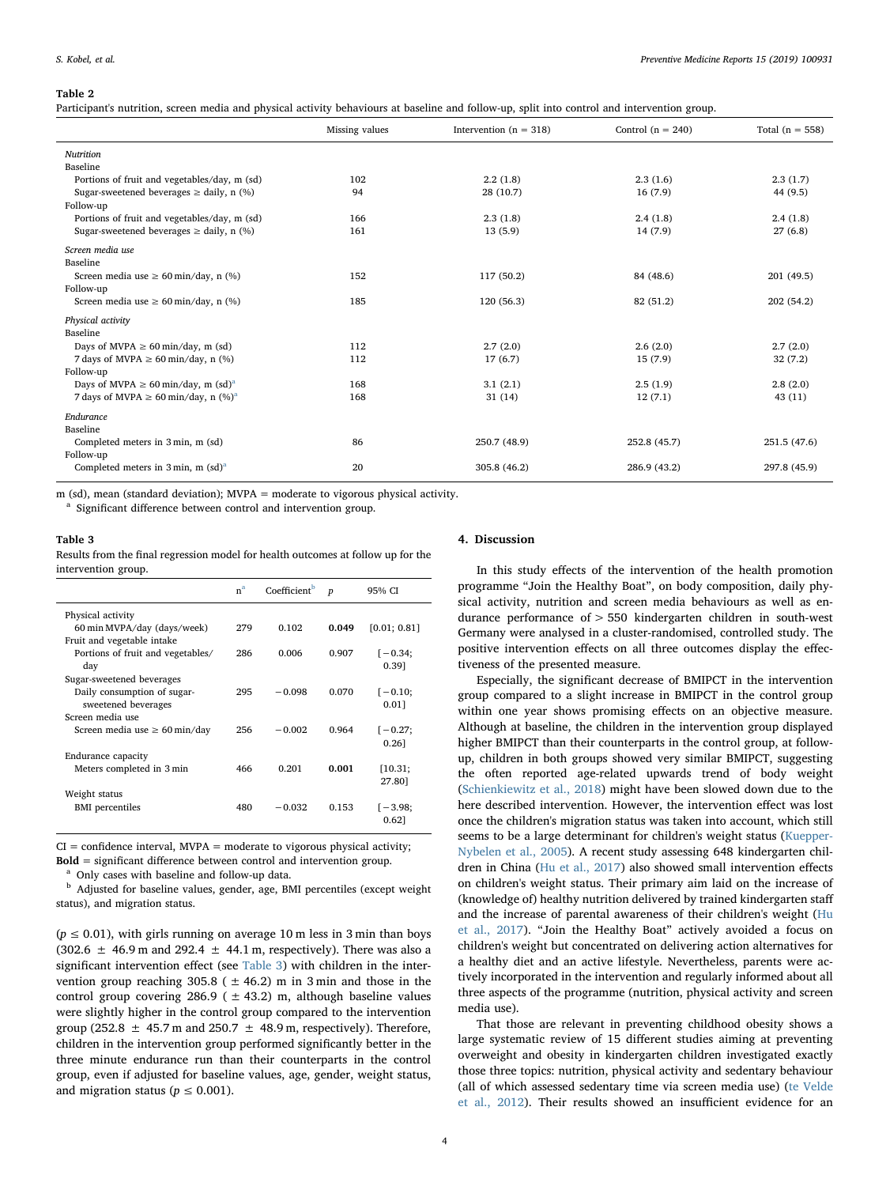**Table 2**

Participant's nutrition, screen media and physical activity behaviours at baseline and follow-up, split into control and intervention group.

| | Missing values | Intervention (n = 318) | Control (n = 240) | Total (n = 558) |
|---|---|---|---|---|
| *Nutrition* | | | | |
| Baseline | | | | |
| Portions of fruit and vegetables/day, m (sd) | 102 | 2.2 (1.8) | 2.3 (1.6) | 2.3 (1.7) |
| Sugar-sweetened beverages ≥ daily, n (%) | 94 | 28 (10.7) | 16 (7.9) | 44 (9.5) |
| Follow-up | | | | |
| Portions of fruit and vegetables/day, m (sd) | 166 | 2.3 (1.8) | 2.4 (1.8) | 2.4 (1.8) |
| Sugar-sweetened beverages ≥ daily, n (%) | 161 | 13 (5.9) | 14 (7.9) | 27 (6.8) |
| *Screen media use* | | | | |
| Baseline | | | | |
| Screen media use ≥ 60 min/day, n (%) | 152 | 117 (50.2) | 84 (48.6) | 201 (49.5) |
| Follow-up | | | | |
| Screen media use ≥ 60 min/day, n (%) | 185 | 120 (56.3) | 82 (51.2) | 202 (54.2) |
| *Physical activity* | | | | |
| Baseline | | | | |
| Days of MVPA ≥ 60 min/day, m (sd) | 112 | 2.7 (2.0) | 2.6 (2.0) | 2.7 (2.0) |
| 7 days of MVPA ≥ 60 min/day, n (%) | 112 | 17 (6.7) | 15 (7.9) | 32 (7.2) |
| Follow-up | | | | |
| Days of MVPA ≥ 60 min/day, m (sd)[a] | 168 | 3.1 (2.1) | 2.5 (1.9) | 2.8 (2.0) |
| 7 days of MVPA ≥ 60 min/day, n (%)[a] | 168 | 31 (14) | 12 (7.1) | 43 (11) |
| *Endurance* | | | | |
| Baseline | | | | |
| Completed meters in 3 min, m (sd) | 86 | 250.7 (48.9) | 252.8 (45.7) | 251.5 (47.6) |
| Follow-up | | | | |
| Completed meters in 3 min, m (sd)[a] | 20 | 305.8 (46.2) | 286.9 (43.2) | 297.8 (45.9) |

m (sd), mean (standard deviation); MVPA = moderate to vigorous physical activity.

[a] Significant difference between control and intervention group.

**Table 3**

Results from the final regression model for health outcomes at follow up for the intervention group.

| | n[a] | Coefficient[b] | *p* | 95% CI |
|---|---|---|---|---|
| Physical activity | | | | |
| 60 min MVPA/day (days/week) | 279 | 0.102 | **0.049** | [0.01; 0.81] |
| Fruit and vegetable intake | | | | |
| Portions of fruit and vegetables/day | 286 | 0.006 | 0.907 | [−0.34; 0.39] |
| Sugar-sweetened beverages | | | | |
| Daily consumption of sugar-sweetened beverages | 295 | −0.098 | 0.070 | [−0.10; 0.01] |
| Screen media use | | | | |
| Screen media use ≥ 60 min/day | 256 | −0.002 | 0.964 | [−0.27; 0.26] |
| Endurance capacity | | | | |
| Meters completed in 3 min | 466 | 0.201 | **0.001** | [10.31; 27.80] |
| Weight status | | | | |
| BMI percentiles | 480 | −0.032 | 0.153 | [−3.98; 0.62] |

CI = confidence interval, MVPA = moderate to vigorous physical activity;
**Bold** = significant difference between control and intervention group.

[a] Only cases with baseline and follow-up data.

[b] Adjusted for baseline values, gender, age, BMI percentiles (except weight status), and migration status.

($p \leq 0.01$), with girls running on average 10 m less in 3 min than boys (302.6 ± 46.9 m and 292.4 ± 44.1 m, respectively). There was also a significant intervention effect (see Table 3) with children in the intervention group reaching 305.8 (± 46.2) m in 3 min and those in the control group covering 286.9 (± 43.2) m, although baseline values were slightly higher in the control group compared to the intervention group (252.8 ± 45.7 m and 250.7 ± 48.9 m, respectively). Therefore, children in the intervention group performed significantly better in the three minute endurance run than their counterparts in the control group, even if adjusted for baseline values, age, gender, weight status, and migration status ($p \leq 0.001$).

## 4. Discussion

In this study effects of the intervention of the health promotion programme "Join the Healthy Boat", on body composition, daily physical activity, nutrition and screen media behaviours as well as endurance performance of > 550 kindergarten children in south-west Germany were analysed in a cluster-randomised, controlled study. The positive intervention effects on all three outcomes display the effectiveness of the presented measure.

Especially, the significant decrease of BMIPCT in the intervention group compared to a slight increase in BMIPCT in the control group within one year shows promising effects on an objective measure. Although at baseline, the children in the intervention group displayed higher BMIPCT than their counterparts in the control group, at follow-up, children in both groups showed very similar BMIPCT, suggesting the often reported age-related upwards trend of body weight (Schienkiewitz et al., 2018) might have been slowed down due to the here described intervention. However, the intervention effect was lost once the children's migration status was taken into account, which still seems to be a large determinant for children's weight status (Kuepper-Nybelen et al., 2005). A recent study assessing 648 kindergarten children in China (Hu et al., 2017) also showed small intervention effects on children's weight status. Their primary aim laid on the increase of (knowledge of) healthy nutrition delivered by trained kindergarten staff and the increase of parental awareness of their children's weight (Hu et al., 2017). "Join the Healthy Boat" actively avoided a focus on children's weight but concentrated on delivering action alternatives for a healthy diet and an active lifestyle. Nevertheless, parents were actively incorporated in the intervention and regularly informed about all three aspects of the programme (nutrition, physical activity and screen media use).

That those are relevant in preventing childhood obesity shows a large systematic review of 15 different studies aiming at preventing overweight and obesity in kindergarten children investigated exactly those three topics: nutrition, physical activity and sedentary behaviour (all of which assessed sedentary time via screen media use) (te Velde et al., 2012). Their results showed an insufficient evidence for an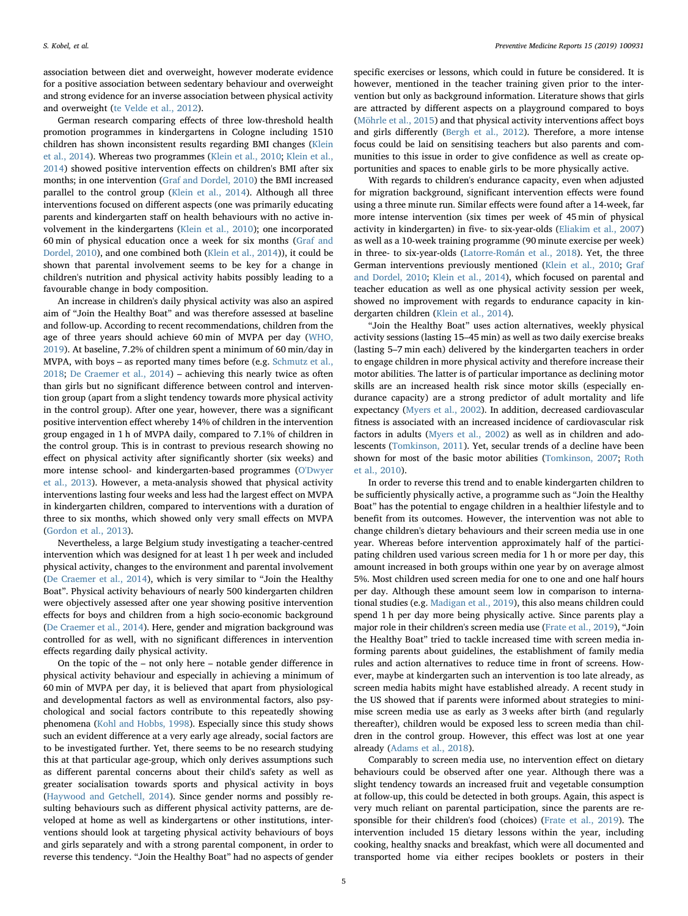association between diet and overweight, however moderate evidence for a positive association between sedentary behaviour and overweight and strong evidence for an inverse association between physical activity and overweight (te Velde et al., 2012).

German research comparing effects of three low-threshold health promotion programmes in kindergartens in Cologne including 1510 children has shown inconsistent results regarding BMI changes (Klein et al., 2014). Whereas two programmes (Klein et al., 2010; Klein et al., 2014) showed positive intervention effects on children's BMI after six months; in one intervention (Graf and Dordel, 2010) the BMI increased parallel to the control group (Klein et al., 2014). Although all three interventions focused on different aspects (one was primarily educating parents and kindergarten staff on health behaviours with no active involvement in the kindergartens (Klein et al., 2010); one incorporated 60 min of physical education once a week for six months (Graf and Dordel, 2010), and one combined both (Klein et al., 2014)), it could be shown that parental involvement seems to be key for a change in children's nutrition and physical activity habits possibly leading to a favourable change in body composition.

An increase in children's daily physical activity was also an aspired aim of "Join the Healthy Boat" and was therefore assessed at baseline and follow-up. According to recent recommendations, children from the age of three years should achieve 60 min of MVPA per day (WHO, 2019). At baseline, 7.2% of children spent a minimum of 60 min/day in MVPA, with boys – as reported many times before (e.g. Schmutz et al., 2018; De Craemer et al., 2014) – achieving this nearly twice as often than girls but no significant difference between control and intervention group (apart from a slight tendency towards more physical activity in the control group). After one year, however, there was a significant positive intervention effect whereby 14% of children in the intervention group engaged in 1 h of MVPA daily, compared to 7.1% of children in the control group. This is in contrast to previous research showing no effect on physical activity after significantly shorter (six weeks) and more intense school- and kindergarten-based programmes (O'Dwyer et al., 2013). However, a meta-analysis showed that physical activity interventions lasting four weeks and less had the largest effect on MVPA in kindergarten children, compared to interventions with a duration of three to six months, which showed only very small effects on MVPA (Gordon et al., 2013).

Nevertheless, a large Belgium study investigating a teacher-centred intervention which was designed for at least 1 h per week and included physical activity, changes to the environment and parental involvement (De Craemer et al., 2014), which is very similar to "Join the Healthy Boat". Physical activity behaviours of nearly 500 kindergarten children were objectively assessed after one year showing positive intervention effects for boys and children from a high socio-economic background (De Craemer et al., 2014). Here, gender and migration background was controlled for as well, with no significant differences in intervention effects regarding daily physical activity.

On the topic of the – not only here – notable gender difference in physical activity behaviour and especially in achieving a minimum of 60 min of MVPA per day, it is believed that apart from physiological and developmental factors as well as environmental factors, also psychological and social factors contribute to this repeatedly showing phenomena (Kohl and Hobbs, 1998). Especially since this study shows such an evident difference at a very early age already, social factors are to be investigated further. Yet, there seems to be no research studying this at that particular age-group, which only derives assumptions such as different parental concerns about their child's safety as well as greater socialisation towards sports and physical activity in boys (Haywood and Getchell, 2014). Since gender norms and possibly resulting behaviours such as different physical activity patterns, are developed at home as well as kindergartens or other institutions, interventions should look at targeting physical activity behaviours of boys and girls separately and with a strong parental component, in order to reverse this tendency. "Join the Healthy Boat" had no aspects of gender specific exercises or lessons, which could in future be considered. It is however, mentioned in the teacher training given prior to the intervention but only as background information. Literature shows that girls are attracted by different aspects on a playground compared to boys (Möhrle et al., 2015) and that physical activity interventions affect boys and girls differently (Bergh et al., 2012). Therefore, a more intense focus could be laid on sensitising teachers but also parents and communities to this issue in order to give confidence as well as create opportunities and spaces to enable girls to be more physically active.

With regards to children's endurance capacity, even when adjusted for migration background, significant intervention effects were found using a three minute run. Similar effects were found after a 14-week, far more intense intervention (six times per week of 45 min of physical activity in kindergarten) in five- to six-year-olds (Eliakim et al., 2007) as well as a 10-week training programme (90 minute exercise per week) in three- to six-year-olds (Latorre-Román et al., 2018). Yet, the three German interventions previously mentioned (Klein et al., 2010; Graf and Dordel, 2010; Klein et al., 2014), which focused on parental and teacher education as well as one physical activity session per week, showed no improvement with regards to endurance capacity in kindergarten children (Klein et al., 2014).

"Join the Healthy Boat" uses action alternatives, weekly physical activity sessions (lasting 15–45 min) as well as two daily exercise breaks (lasting 5–7 min each) delivered by the kindergarten teachers in order to engage children in more physical activity and therefore increase their motor abilities. The latter is of particular importance as declining motor skills are an increased health risk since motor skills (especially endurance capacity) are a strong predictor of adult mortality and life expectancy (Myers et al., 2002). In addition, decreased cardiovascular fitness is associated with an increased incidence of cardiovascular risk factors in adults (Myers et al., 2002) as well as in children and adolescents (Tomkinson, 2011). Yet, secular trends of a decline have been shown for most of the basic motor abilities (Tomkinson, 2007; Roth et al., 2010).

In order to reverse this trend and to enable kindergarten children to be sufficiently physically active, a programme such as "Join the Healthy Boat" has the potential to engage children in a healthier lifestyle and to benefit from its outcomes. However, the intervention was not able to change children's dietary behaviours and their screen media use in one year. Whereas before intervention approximately half of the participating children used various screen media for 1 h or more per day, this amount increased in both groups within one year by on average almost 5%. Most children used screen media for one to one and one half hours per day. Although these amount seem low in comparison to international studies (e.g. Madigan et al., 2019), this also means children could spend 1 h per day more being physically active. Since parents play a major role in their children's screen media use (Frate et al., 2019), "Join the Healthy Boat" tried to tackle increased time with screen media informing parents about guidelines, the establishment of family media rules and action alternatives to reduce time in front of screens. However, maybe at kindergarten such an intervention is too late already, as screen media habits might have established already. A recent study in the US showed that if parents were informed about strategies to minimise screen media use as early as 3 weeks after birth (and regularly thereafter), children would be exposed less to screen media than children in the control group. However, this effect was lost at one year already (Adams et al., 2018).

Comparably to screen media use, no intervention effect on dietary behaviours could be observed after one year. Although there was a slight tendency towards an increased fruit and vegetable consumption at follow-up, this could be detected in both groups. Again, this aspect is very much reliant on parental participation, since the parents are responsible for their children's food (choices) (Frate et al., 2019). The intervention included 15 dietary lessons within the year, including cooking, healthy snacks and breakfast, which were all documented and transported home via either recipes booklets or posters in their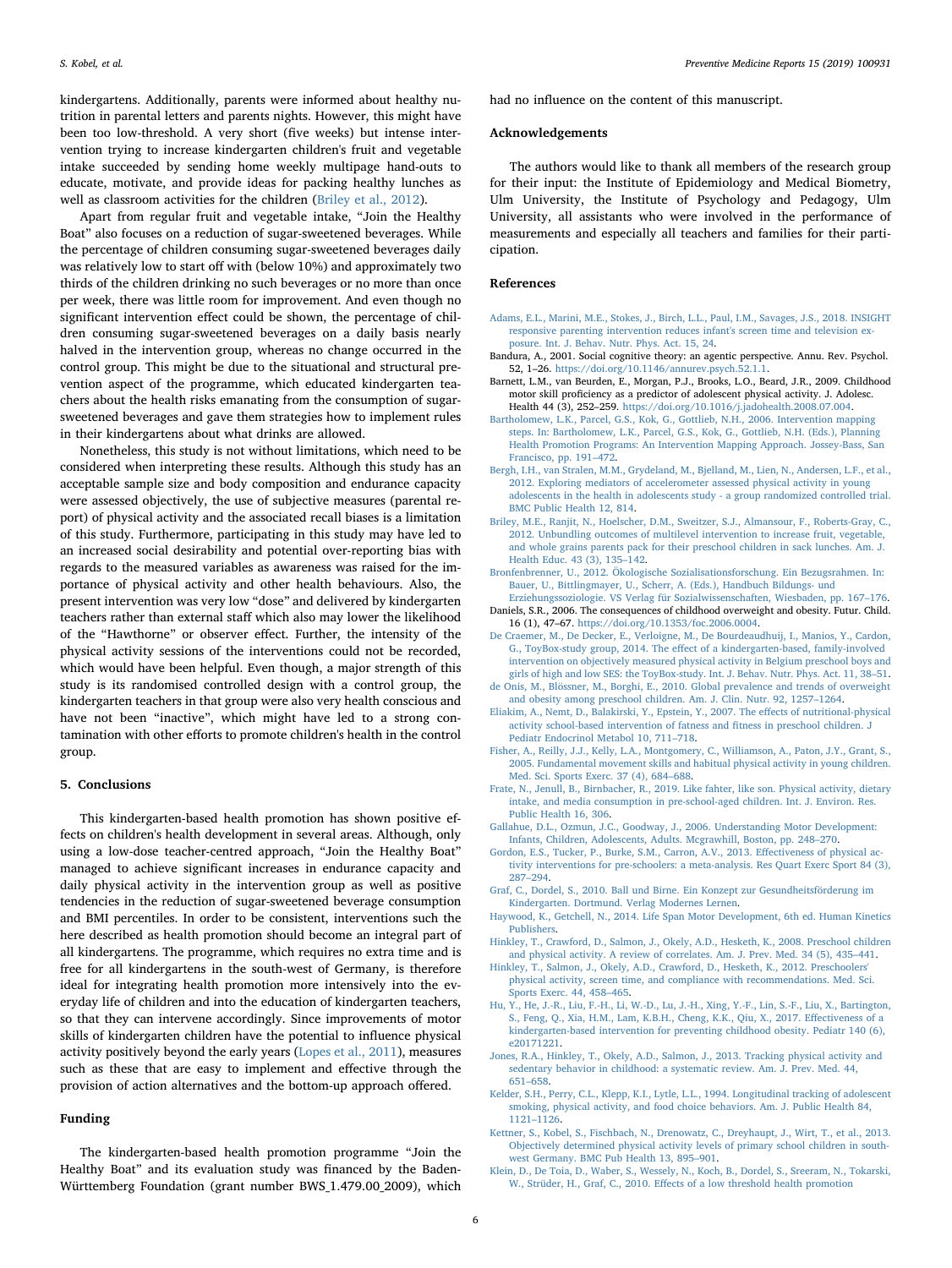kindergartens. Additionally, parents were informed about healthy nutrition in parental letters and parents nights. However, this might have been too low-threshold. A very short (five weeks) but intense intervention trying to increase kindergarten children's fruit and vegetable intake succeeded by sending home weekly multipage hand-outs to educate, motivate, and provide ideas for packing healthy lunches as well as classroom activities for the children (Briley et al., 2012).

Apart from regular fruit and vegetable intake, "Join the Healthy Boat" also focuses on a reduction of sugar-sweetened beverages. While the percentage of children consuming sugar-sweetened beverages daily was relatively low to start off with (below 10%) and approximately two thirds of the children drinking no such beverages or no more than once per week, there was little room for improvement. And even though no significant intervention effect could be shown, the percentage of children consuming sugar-sweetened beverages on a daily basis nearly halved in the intervention group, whereas no change occurred in the control group. This might be due to the situational and structural prevention aspect of the programme, which educated kindergarten teachers about the health risks emanating from the consumption of sugar-sweetened beverages and gave them strategies how to implement rules in their kindergartens about what drinks are allowed.

Nonetheless, this study is not without limitations, which need to be considered when interpreting these results. Although this study has an acceptable sample size and body composition and endurance capacity were assessed objectively, the use of subjective measures (parental report) of physical activity and the associated recall biases is a limitation of this study. Furthermore, participating in this study may have led to an increased social desirability and potential over-reporting bias with regards to the measured variables as awareness was raised for the importance of physical activity and other health behaviours. Also, the present intervention was very low "dose" and delivered by kindergarten teachers rather than external staff which also may lower the likelihood of the "Hawthorne" or observer effect. Further, the intensity of the physical activity sessions of the interventions could not be recorded, which would have been helpful. Even though, a major strength of this study is its randomised controlled design with a control group, the kindergarten teachers in that group were also very health conscious and have not been "inactive", which might have led to a strong contamination with other efforts to promote children's health in the control group.

## 5. Conclusions

This kindergarten-based health promotion has shown positive effects on children's health development in several areas. Although, only using a low-dose teacher-centred approach, "Join the Healthy Boat" managed to achieve significant increases in endurance capacity and daily physical activity in the intervention group as well as positive tendencies in the reduction of sugar-sweetened beverage consumption and BMI percentiles. In order to be consistent, interventions such the here described as health promotion should become an integral part of all kindergartens. The programme, which requires no extra time and is free for all kindergartens in the south-west of Germany, is therefore ideal for integrating health promotion more intensively into the everyday life of children and into the education of kindergarten teachers, so that they can intervene accordingly. Since improvements of motor skills of kindergarten children have the potential to influence physical activity positively beyond the early years (Lopes et al., 2011), measures such as these that are easy to implement and effective through the provision of action alternatives and the bottom-up approach offered.

## Funding

The kindergarten-based health promotion programme "Join the Healthy Boat" and its evaluation study was financed by the Baden-Württemberg Foundation (grant number BWS_1.479.00_2009), which had no influence on the content of this manuscript.

## Acknowledgements

The authors would like to thank all members of the research group for their input: the Institute of Epidemiology and Medical Biometry, Ulm University, the Institute of Psychology and Pedagogy, Ulm University, all assistants who were involved in the performance of measurements and especially all teachers and families for their participation.

## References

Adams, E.L., Marini, M.E., Stokes, J., Birch, L.L., Paul, I.M., Savages, J.S., 2018. INSIGHT responsive parenting intervention reduces infant's screen time and television exposure. Int. J. Behav. Nutr. Phys. Act. 15, 24.

Bandura, A., 2001. Social cognitive theory: an agentic perspective. Annu. Rev. Psychol. 52, 1–26. https://doi.org/10.1146/annurev.psych.52.1.1.

Barnett, L.M., van Beurden, E., Morgan, P.J., Brooks, L.O., Beard, J.R., 2009. Childhood motor skill proficiency as a predictor of adolescent physical activity. J. Adolesc. Health 44 (3), 252–259. https://doi.org/10.1016/j.jadohealth.2008.07.004.

Bartholomew, L.K., Parcel, G.S., Kok, G., Gottlieb, N.H., 2006. Intervention mapping steps. In: Bartholomew, L.K., Parcel, G.S., Kok, G., Gottlieb, N.H. (Eds.), Planning Health Promotion Programs: An Intervention Mapping Approach. Jossey-Bass, San Francisco, pp. 191–472.

Bergh, I.H., van Stralen, M.M., Grydeland, M., Bjelland, M., Lien, N., Andersen, L.F., et al., 2012. Exploring mediators of accelerometer assessed physical activity in young adolescents in the health in adolescents study - a group randomized controlled trial. BMC Public Health 12, 814.

Briley, M.E., Ranjit, N., Hoelscher, D.M., Sweitzer, S.J., Almansour, F., Roberts-Gray, C., 2012. Unbundling outcomes of multilevel intervention to increase fruit, vegetable, and whole grains parents pack for their preschool children in sack lunches. Am. J. Health Educ. 43 (3), 135–142.

Bronfenbrenner, U., 2012. Ökologische Sozialisationsforschung. Ein Bezugsrahmen. In: Bauer, U., Bittlingmayer, U., Scherr, A. (Eds.), Handbuch Bildungs- und Erziehungssoziologie. VS Verlag für Sozialwissenschaften, Wiesbaden, pp. 167–176.

Daniels, S.R., 2006. The consequences of childhood overweight and obesity. Futur. Child. 16 (1), 47–67. https://doi.org/10.1353/foc.2006.0004.

De Craemer, M., De Decker, E., Verloigne, M., De Bourdeaudhuij, I., Manios, Y., Cardon, G., ToyBox-study group, 2014. The effect of a kindergarten-based, family-involved intervention on objectively measured physical activity in Belgium preschool boys and girls of high and low SES: the ToyBox-study. Int. J. Behav. Nutr. Phys. Act. 11, 38–51.

de Onis, M., Blössner, M., Borghi, E., 2010. Global prevalence and trends of overweight and obesity among preschool children. Am. J. Clin. Nutr. 92, 1257–1264.

Eliakim, A., Nemt, D., Balakirski, Y., Epstein, Y., 2007. The effects of nutritional-physical activity school-based intervention of fatness and fitness in preschool children. J Pediatr Endocrinol Metabol 10, 711–718.

Fisher, A., Reilly, J.J., Kelly, L.A., Montgomery, C., Williamson, A., Paton, J.Y., Grant, S., 2005. Fundamental movement skills and habitual physical activity in young children. Med. Sci. Sports Exerc. 37 (4), 684–688.

Frate, N., Jenull, B., Birnbacher, R., 2019. Like fahter, like son. Physical activity, dietary intake, and media consumption in pre-school-aged children. Int. J. Environ. Res. Public Health 16, 306.

Gallahue, D.L., Ozmun, J.C., Goodway, J., 2006. Understanding Motor Development: Infants, Children, Adolescents, Adults. Mcgrawhill, Boston, pp. 248–270.

Gordon, E.S., Tucker, P., Burke, S.M., Carron, A.V., 2013. Effectiveness of physical activity interventions for pre-schoolers: a meta-analysis. Res Quart Exerc Sport 84 (3), 287–294.

Graf, C., Dordel, S., 2010. Ball und Birne. Ein Konzept zur Gesundheitsförderung im Kindergarten. Dortmund. Verlag Modernes Lernen.

Haywood, K., Getchell, N., 2014. Life Span Motor Development, 6th ed. Human Kinetics Publishers.

Hinkley, T., Crawford, D., Salmon, J., Okely, A.D., Hesketh, K., 2008. Preschool children and physical activity. A review of correlates. Am. J. Prev. Med. 34 (5), 435–441.

Hinkley, T., Salmon, J., Okely, A.D., Crawford, D., Hesketh, K., 2012. Preschoolers' physical activity, screen time, and compliance with recommendations. Med. Sci. Sports Exerc. 44, 458–465.

Hu, Y., He, J.-R., Liu, F.-H., Li, W.-D., Lu, J.-H., Xing, Y.-F., Lin, S.-F., Liu, X., Bartington, S., Feng, Q., Xia, H.M., Lam, K.B.H., Cheng, K.K., Qiu, X., 2017. Effectiveness of a kindergarten-based intervention for preventing childhood obesity. Pediatr 140 (6), e20171221.

Jones, R.A., Hinkley, T., Okely, A.D., Salmon, J., 2013. Tracking physical activity and sedentary behavior in childhood: a systematic review. Am. J. Prev. Med. 44, 651–658.

Kelder, S.H., Perry, C.L., Klepp, K.I., Lytle, L.L., 1994. Longitudinal tracking of adolescent smoking, physical activity, and food choice behaviors. Am. J. Public Health 84, 1121–1126.

Kettner, S., Kobel, S., Fischbach, N., Drenowatz, C., Dreyhaupt, J., Wirt, T., et al., 2013. Objectively determined physical activity levels of primary school children in south-west Germany. BMC Pub Health 13, 895–901.

Klein, D., De Toia, D., Waber, S., Wessely, N., Koch, B., Dordel, S., Sreeram, N., Tokarski, W., Strüder, H., Graf, C., 2010. Effects of a low threshold health promotion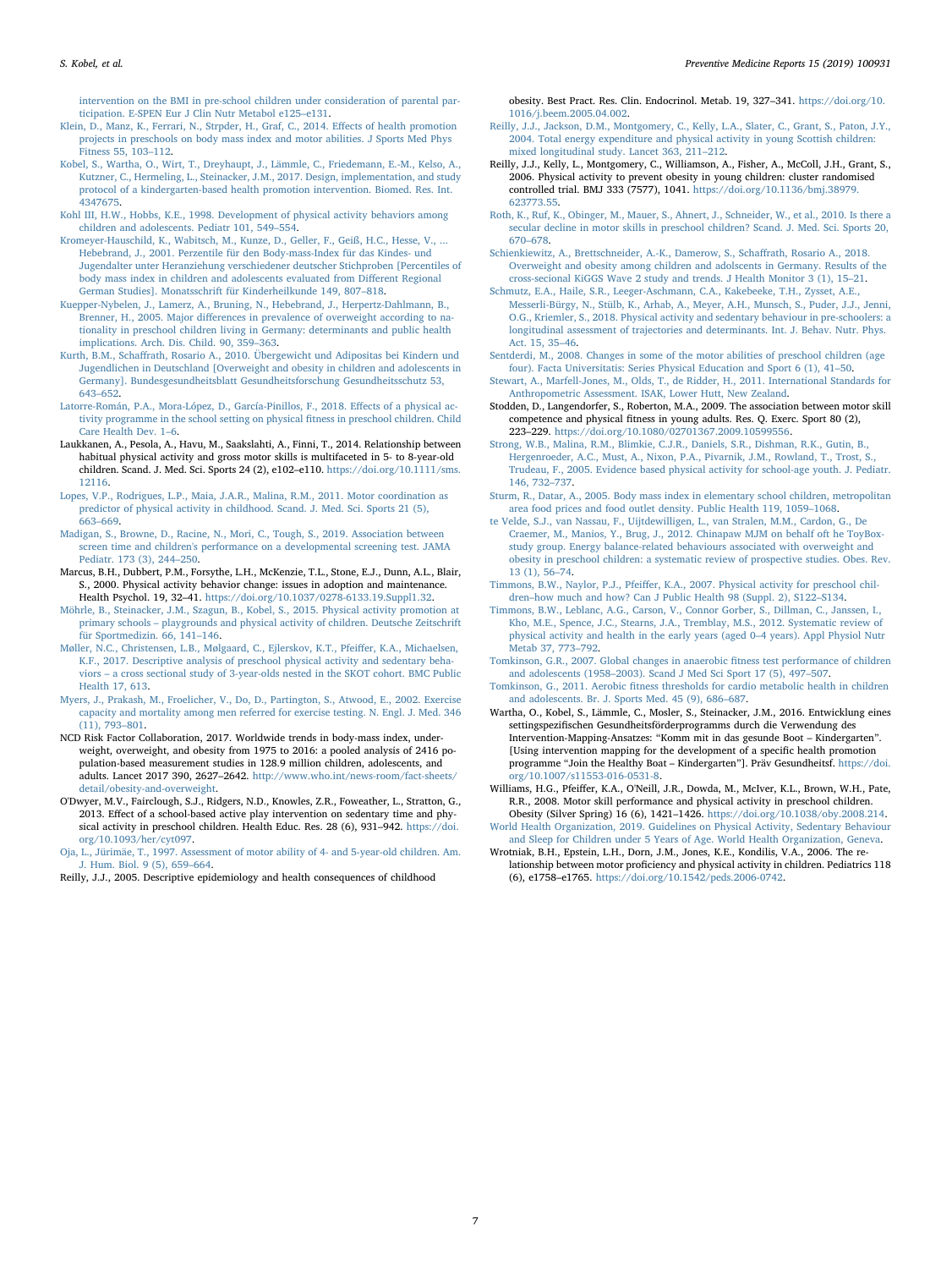intervention on the BMI in pre-school children under consideration of parental participation. E-SPEN Eur J Clin Nutr Metabol e125–e131.

Klein, D., Manz, K., Ferrari, N., Strpder, H., Graf, C., 2014. Effects of health promotion projects in preschools on body mass index and motor abilities. J Sports Med Phys Fitness 55, 103–112.

Kobel, S., Wartha, O., Wirt, T., Dreyhaupt, J., Lämmle, C., Friedemann, E.-M., Kelso, A., Kutzner, C., Hermeling, L., Steinacker, J.M., 2017. Design, implementation, and study protocol of a kindergarten-based health promotion intervention. Biomed. Res. Int. 4347675.

Kohl III, H.W., Hobbs, K.E., 1998. Development of physical activity behaviors among children and adolescents. Pediatr 101, 549–554.

Kromeyer-Hauschild, K., Wabitsch, M., Kunze, D., Geller, F., Geiß, H.C., Hesse, V., ... Hebebrand, J., 2001. Perzentile für den Body-mass-Index für das Kindes- und Jugendalter unter Heranziehung verschiedener deutscher Stichproben [Percentiles of body mass index in children and adolescents evaluated from Different Regional German Studies]. Monatsschrift für Kinderheilkunde 149, 807–818.

Kuepper-Nybelen, J., Lamerz, A., Bruning, N., Hebebrand, J., Herpertz-Dahlmann, B., Brenner, H., 2005. Major differences in prevalence of overweight according to nationality in preschool children living in Germany: determinants and public health implications. Arch. Dis. Child. 90, 359–363.

Kurth, B.M., Schaffrath, Rosario A., 2010. Übergewicht und Adipositas bei Kindern und Jugendlichen in Deutschland [Overweight and obesity in children and adolescents in Germany]. Bundesgesundheitsblatt Gesundheitsforschung Gesundheitsschutz 53, 643–652.

Latorre-Román, P.A., Mora-López, D., García-Pinillos, F., 2018. Effects of a physical activity programme in the school setting on physical fitness in preschool children. Child Care Health Dev. 1–6.

Laukkanen, A., Pesola, A., Havu, M., Saakslahti, A., Finni, T., 2014. Relationship between habitual physical activity and gross motor skills is multifaceted in 5- to 8-year-old children. Scand. J. Med. Sci. Sports 24 (2), e102–e110. https://doi.org/10.1111/sms.12116.

Lopes, V.P., Rodrigues, L.P., Maia, J.A.R., Malina, R.M., 2011. Motor coordination as predictor of physical activity in childhood. Scand. J. Med. Sci. Sports 21 (5), 663–669.

Madigan, S., Browne, D., Racine, N., Mori, C., Tough, S., 2019. Association between screen time and children's performance on a developmental screening test. JAMA Pediatr. 173 (3), 244–250.

Marcus, B.H., Dubbert, P.M., Forsythe, L.H., McKenzie, T.L., Stone, E.J., Dunn, A.L., Blair, S., 2000. Physical activity behavior change: issues in adoption and maintenance. Health Psychol. 19, 32–41. https://doi.org/10.1037/0278-6133.19.Suppl1.32.

Möhrle, B., Steinacker, J.M., Szagun, B., Kobel, S., 2015. Physical activity promotion at primary schools – playgrounds and physical activity of children. Deutsche Zeitschrift für Sportmedizin. 66, 141–146.

Møller, N.C., Christensen, L.B., Mølgaard, C., Ejlerskov, K.T., Pfeiffer, K.A., Michaelsen, K.F., 2017. Descriptive analysis of preschool physical activity and sedentary behaviors – a cross sectional study of 3-year-olds nested in the SKOT cohort. BMC Public Health 17, 613.

Myers, J., Prakash, M., Froelicher, V., Do, D., Partington, S., Atwood, E., 2002. Exercise capacity and mortality among men referred for exercise testing. N. Engl. J. Med. 346 (11), 793–801.

NCD Risk Factor Collaboration, 2017. Worldwide trends in body-mass index, underweight, overweight, and obesity from 1975 to 2016: a pooled analysis of 2416 population-based measurement studies in 128.9 million children, adolescents, and adults. Lancet 2017 390, 2627–2642. http://www.who.int/news-room/fact-sheets/detail/obesity-and-overweight.

O'Dwyer, M.V., Fairclough, S.J., Ridgers, N.D., Knowles, Z.R., Foweather, L., Stratton, G., 2013. Effect of a school-based active play intervention on sedentary time and physical activity in preschool children. Health Educ. Res. 28 (6), 931–942. https://doi.org/10.1093/her/cyt097.

Oja, L., Jürimäe, T., 1997. Assessment of motor ability of 4- and 5-year-old children. Am. J. Hum. Biol. 9 (5), 659–664.

Reilly, J.J., 2005. Descriptive epidemiology and health consequences of childhood obesity. Best Pract. Res. Clin. Endocrinol. Metab. 19, 327–341. https://doi.org/10.1016/j.beem.2005.04.002.

Reilly, J.J., Jackson, D.M., Montgomery, C., Kelly, L.A., Slater, C., Grant, S., Paton, J.Y., 2004. Total energy expenditure and physical activity in young Scottish children: mixed longitudinal study. Lancet 363, 211–212.

Reilly, J.J., Kelly, L., Montgomery, C., Williamson, A., Fisher, A., McColl, J.H., Grant, S., 2006. Physical activity to prevent obesity in young children: cluster randomised controlled trial. BMJ 333 (7577), 1041. https://doi.org/10.1136/bmj.38979.623773.55.

Roth, K., Ruf, K., Obinger, M., Mauer, S., Ahnert, J., Schneider, W., et al., 2010. Is there a secular decline in motor skills in preschool children? Scand. J. Med. Sci. Sports 20, 670–678.

Schienkiewitz, A., Brettschneider, A.-K., Damerow, S., Schaffrath, Rosario A., 2018. Overweight and obesity among children and adolscents in Germany. Results of the cross-secional KiGGS Wave 2 study and trends. J Health Monitor 3 (1), 15–21.

Schmutz, E.A., Haile, S.R., Leeger-Aschmann, C.A., Kakebeeke, T.H., Zysset, A.E., Messerli-Bürgy, N., Stülb, K., Arhab, A., Meyer, A.H., Munsch, S., Puder, J.J., Jenni, O.G., Kriemler, S., 2018. Physical activity and sedentary behaviour in pre-schoolers: a longitudinal assessment of trajectories and determinants. Int. J. Behav. Nutr. Phys. Act. 15, 35–46.

Sentderdi, M., 2008. Changes in some of the motor abilities of preschool children (age four). Facta Universitatis: Series Physical Education and Sport 6 (1), 41–50.

Stewart, A., Marfell-Jones, M., Olds, T., de Ridder, H., 2011. International Standards for Anthropometric Assessment. ISAK, Lower Hutt, New Zealand.

Stodden, D., Langendorfer, S., Roberton, M.A., 2009. The association between motor skill competence and physical fitness in young adults. Res. Q. Exerc. Sport 80 (2), 223–229. https://doi.org/10.1080/02701367.2009.10599556.

Strong, W.B., Malina, R.M., Blimkie, C.J.R., Daniels, S.R., Dishman, R.K., Gutin, B., Hergenroeder, A.C., Must, A., Nixon, P.A., Pivarnik, J.M., Rowland, T., Trost, S., Trudeau, F., 2005. Evidence based physical activity for school-age youth. J. Pediatr. 146, 732–737.

Sturm, R., Datar, A., 2005. Body mass index in elementary school children, metropolitan area food prices and food outlet density. Public Health 119, 1059–1068.

te Velde, S.J., van Nassau, F., Uijtdewilligen, L., van Stralen, M.M., Cardon, G., De Craemer, M., Manios, Y., Brug, J., 2012. Chinapaw MJM on behalf oft he ToyBox-study group. Energy balance-related behaviours associated with overweight and obesity in preschool children: a systematic review of prospective studies. Obes. Rev. 13 (1), 56–74.

Timmons, B.W., Naylor, P.J., Pfeiffer, K.A., 2007. Physical activity for preschool children–how much and how? Can J Public Health 98 (Suppl. 2), S122–S134.

Timmons, B.W., Leblanc, A.G., Carson, V., Connor Gorber, S., Dillman, C., Janssen, I., Kho, M.E., Spence, J.C., Stearns, J.A., Tremblay, M.S., 2012. Systematic review of physical activity and health in the early years (aged 0–4 years). Appl Physiol Nutr Metab 37, 773–792.

Tomkinson, G.R., 2007. Global changes in anaerobic fitness test performance of children and adolescents (1958–2003). Scand J Med Sci Sport 17 (5), 497–507.

Tomkinson, G., 2011. Aerobic fitness thresholds for cardio metabolic health in children and adolescents. Br. J. Sports Med. 45 (9), 686–687.

Wartha, O., Kobel, S., Lämmle, C., Mosler, S., Steinacker, J.M., 2016. Entwicklung eines settingspezifischen Gesundheitsförderprogramms durch die Verwendung des Intervention-Mapping-Ansatzes: "Komm mit in das gesunde Boot – Kindergarten". [Using intervention mapping for the development of a specific health promotion programme "Join the Healthy Boat – Kindergarten"]. Präv Gesundheitsf. https://doi.org/10.1007/s11553-016-0531-8.

Williams, H.G., Pfeiffer, K.A., O'Neill, J.R., Dowda, M., McIver, K.L., Brown, W.H., Pate, R.R., 2008. Motor skill performance and physical activity in preschool children. Obesity (Silver Spring) 16 (6), 1421–1426. https://doi.org/10.1038/oby.2008.214.

World Health Organization, 2019. Guidelines on Physical Activity, Sedentary Behaviour and Sleep for Children under 5 Years of Age. World Health Organization, Geneva.

Wrotniak, B.H., Epstein, L.H., Dorn, J.M., Jones, K.E., Kondilis, V.A., 2006. The relationship between motor proficiency and physical activity in children. Pediatrics 118 (6), e1758–e1765. https://doi.org/10.1542/peds.2006-0742.